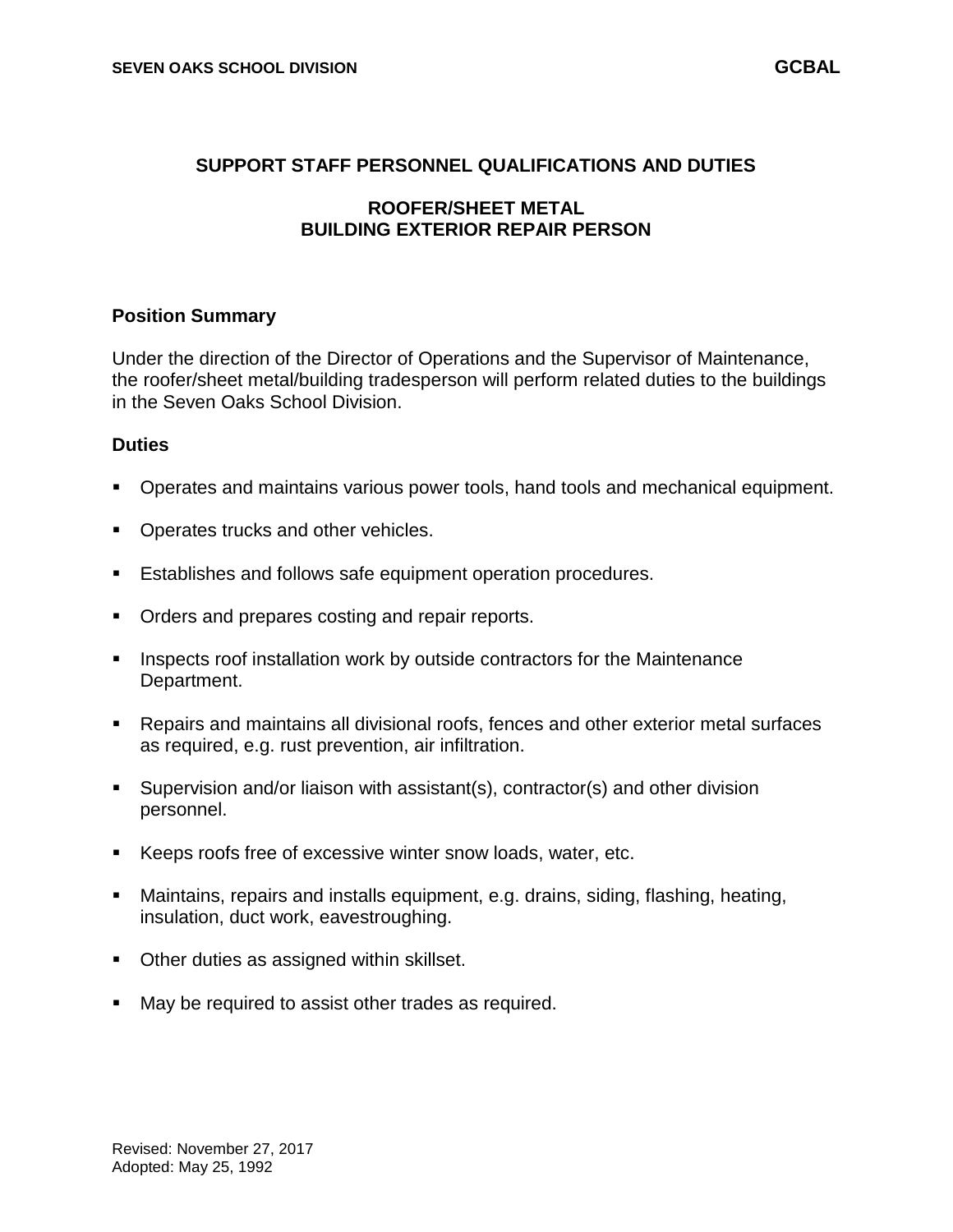# SUPPORT STAFF PERSONNEL QUALIFICATIONS AND DUTIES

## ROOFER/SHEET METAL
## BUILDING EXTERIOR REPAIR PERSON

### Position Summary

Under the direction of the Director of Operations and the Supervisor of Maintenance, the roofer/sheet metal/building tradesperson will perform related duties to the buildings in the Seven Oaks School Division.

### Duties

- Operates and maintains various power tools, hand tools and mechanical equipment.
- Operates trucks and other vehicles.
- Establishes and follows safe equipment operation procedures.
- Orders and prepares costing and repair reports.
- Inspects roof installation work by outside contractors for the Maintenance Department.
- Repairs and maintains all divisional roofs, fences and other exterior metal surfaces as required, e.g. rust prevention, air infiltration.
- Supervision and/or liaison with assistant(s), contractor(s) and other division personnel.
- Keeps roofs free of excessive winter snow loads, water, etc.
- Maintains, repairs and installs equipment, e.g. drains, siding, flashing, heating, insulation, duct work, eavestroughing.
- Other duties as assigned within skillset.
- May be required to assist other trades as required.

Revised: November 27, 2017
Adopted: May 25, 1992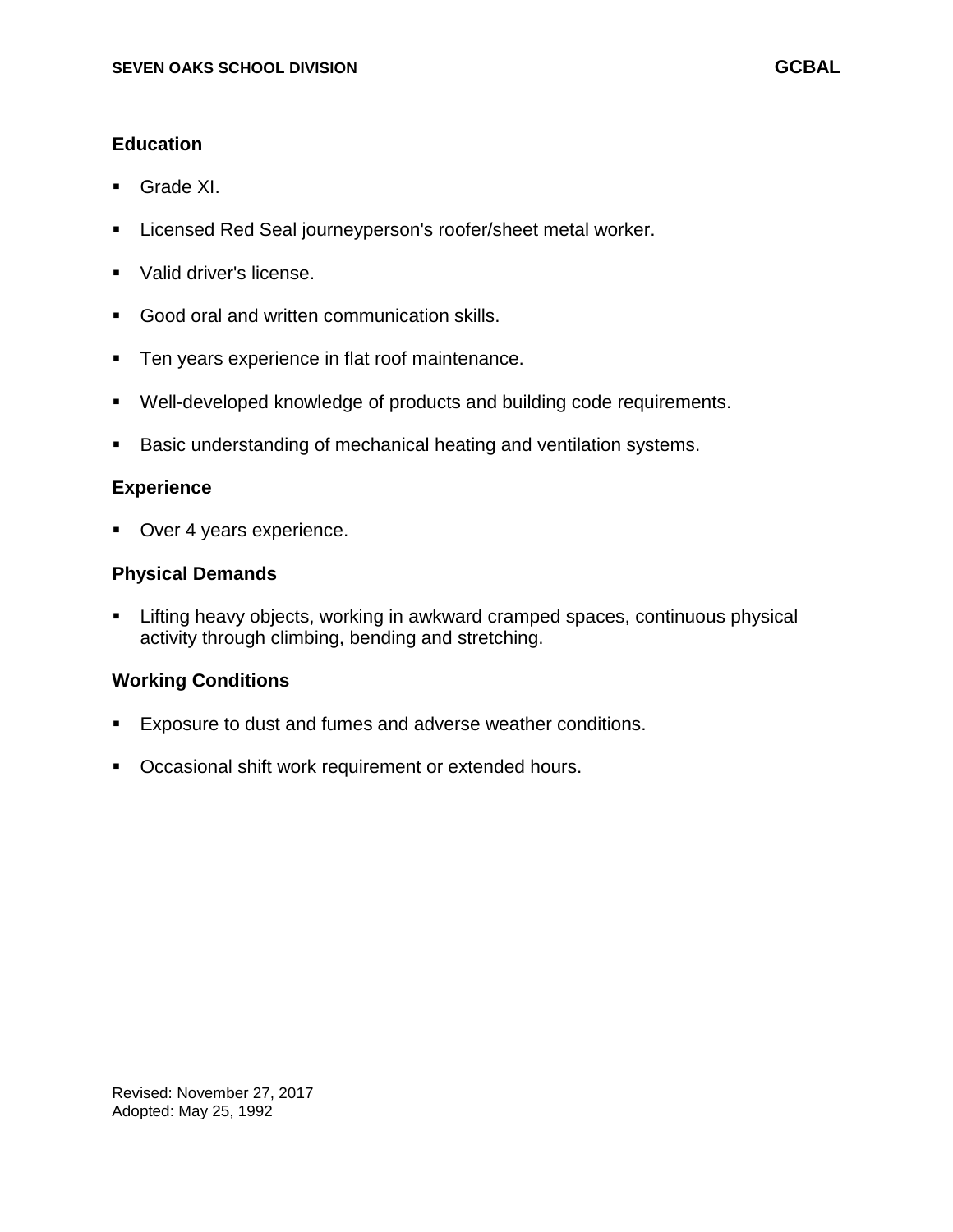## Education

- Grade XI.
- Licensed Red Seal journeyperson's roofer/sheet metal worker.
- Valid driver's license.
- Good oral and written communication skills.
- Ten years experience in flat roof maintenance.
- Well-developed knowledge of products and building code requirements.
- Basic understanding of mechanical heating and ventilation systems.

## Experience

- Over 4 years experience.

## Physical Demands

- Lifting heavy objects, working in awkward cramped spaces, continuous physical activity through climbing, bending and stretching.

## Working Conditions

- Exposure to dust and fumes and adverse weather conditions.
- Occasional shift work requirement or extended hours.

Revised: November 27, 2017
Adopted: May 25, 1992